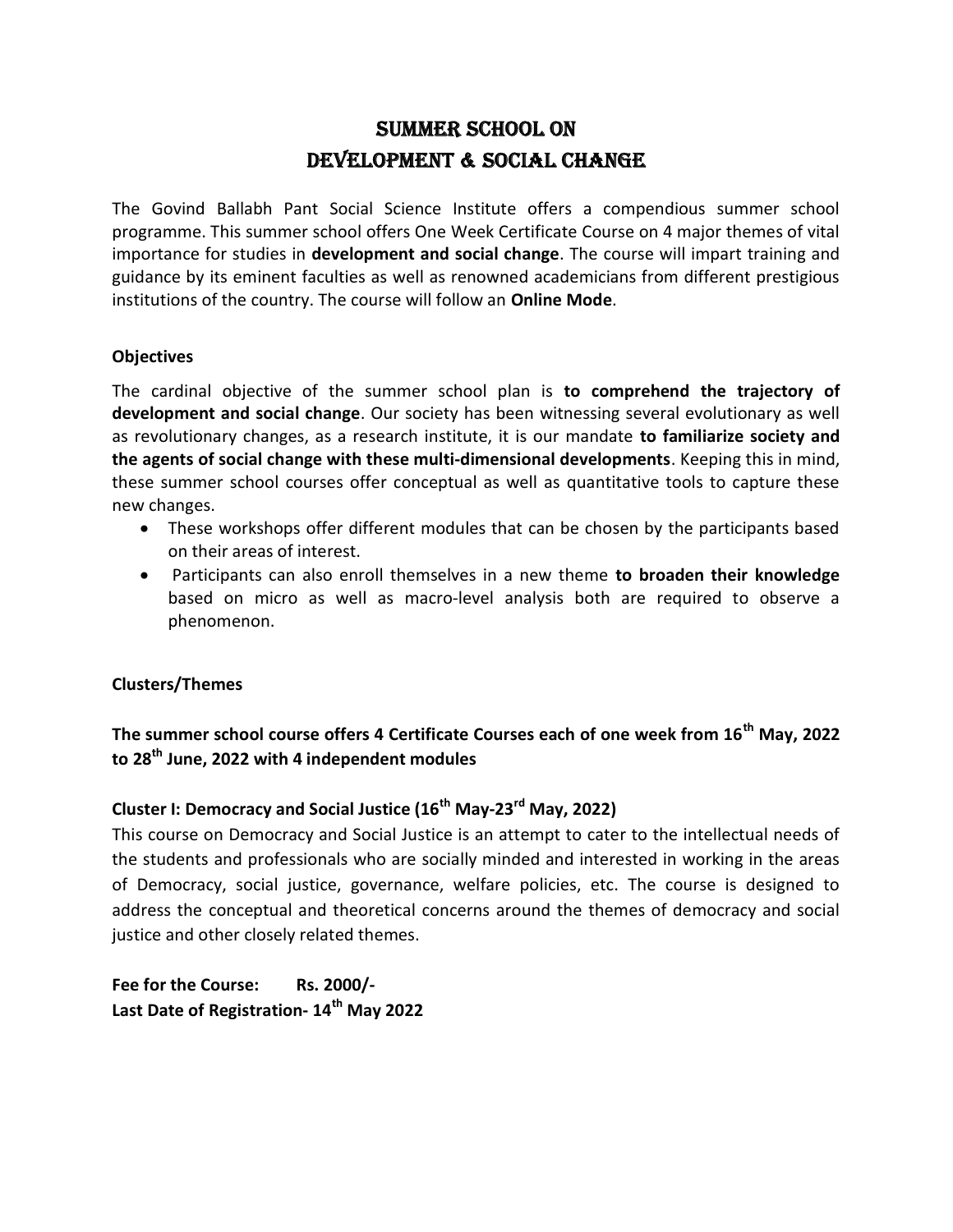# SUMMER SCHOOL ON DEVELOPMENT & SOCIAL CHANGE

The Govind Ballabh Pant Social Science Institute offers a compendious summer school programme. This summer school offers One Week Certificate Course on 4 major themes of vital importance for studies in **development and social change**. The course will impart training and guidance by its eminent faculties as well as renowned academicians from different prestigious institutions of the country. The course will follow an **Online Mode**.

### Objectives

The cardinal objective of the summer school plan is **to comprehend the trajectory of development and social change**. Our society has been witnessing several evolutionary as well as revolutionary changes, as a research institute, it is our mandate **to familiarize society and the agents of social change with these multi-dimensional developments**. Keeping this in mind, these summer school courses offer conceptual as well as quantitative tools to capture these new changes.

- These workshops offer different modules that can be chosen by the participants based on their areas of interest.
- Participants can also enroll themselves in a new theme **to broaden their knowledge** based on micro as well as macro-level analysis both are required to observe a phenomenon.

### Clusters/Themes

**The summer school course offers 4 Certificate Courses each of one week from 16th May, 2022 to 28th June, 2022 with 4 independent modules**

### Cluster I: Democracy and Social Justice (16th May-23rd May, 2022)

This course on Democracy and Social Justice is an attempt to cater to the intellectual needs of the students and professionals who are socially minded and interested in working in the areas of Democracy, social justice, governance, welfare policies, etc. The course is designed to address the conceptual and theoretical concerns around the themes of democracy and social justice and other closely related themes.

**Fee for the Course: Rs. 2000/-**
**Last Date of Registration- 14th May 2022**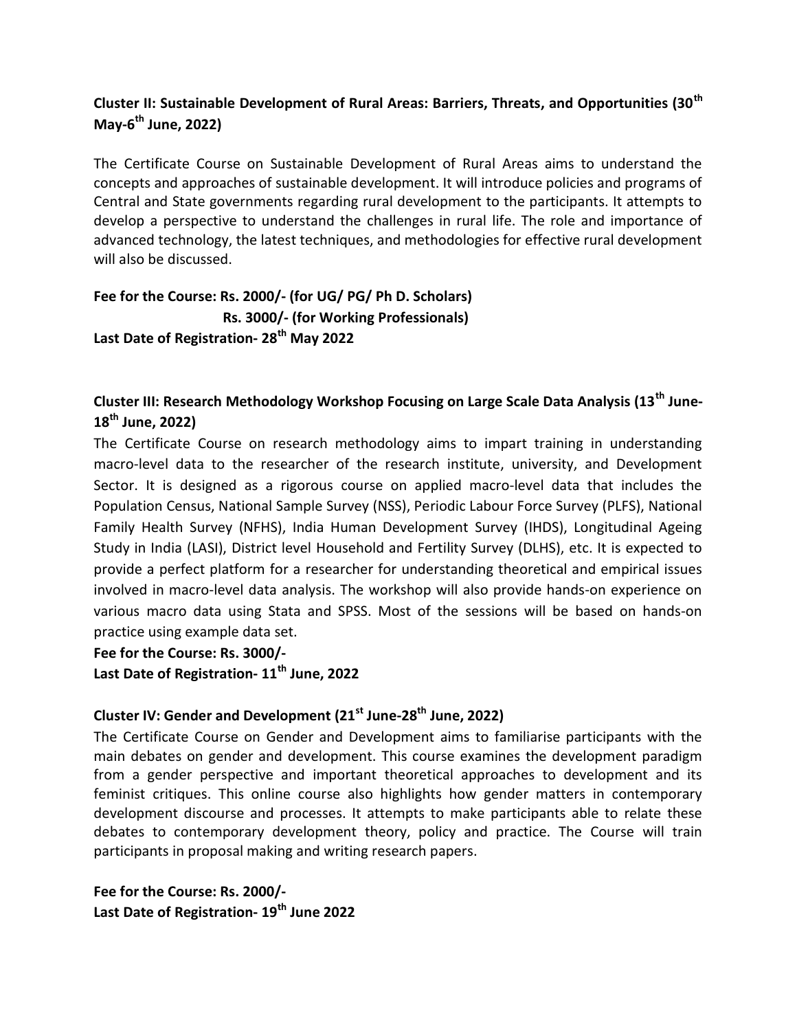## Cluster II: Sustainable Development of Rural Areas: Barriers, Threats, and Opportunities (30th May-6th June, 2022)

The Certificate Course on Sustainable Development of Rural Areas aims to understand the concepts and approaches of sustainable development. It will introduce policies and programs of Central and State governments regarding rural development to the participants. It attempts to develop a perspective to understand the challenges in rural life. The role and importance of advanced technology, the latest techniques, and methodologies for effective rural development will also be discussed.

**Fee for the Course: Rs. 2000/- (for UG/ PG/ Ph D. Scholars)**
**Rs. 3000/- (for Working Professionals)**
**Last Date of Registration- 28th May 2022**

## Cluster III: Research Methodology Workshop Focusing on Large Scale Data Analysis (13th June-18th June, 2022)

The Certificate Course on research methodology aims to impart training in understanding macro-level data to the researcher of the research institute, university, and Development Sector. It is designed as a rigorous course on applied macro-level data that includes the Population Census, National Sample Survey (NSS), Periodic Labour Force Survey (PLFS), National Family Health Survey (NFHS), India Human Development Survey (IHDS), Longitudinal Ageing Study in India (LASI), District level Household and Fertility Survey (DLHS), etc. It is expected to provide a perfect platform for a researcher for understanding theoretical and empirical issues involved in macro-level data analysis. The workshop will also provide hands-on experience on various macro data using Stata and SPSS. Most of the sessions will be based on hands-on practice using example data set.

**Fee for the Course: Rs. 3000/-**
**Last Date of Registration- 11th June, 2022**

## Cluster IV: Gender and Development (21st June-28th June, 2022)

The Certificate Course on Gender and Development aims to familiarise participants with the main debates on gender and development. This course examines the development paradigm from a gender perspective and important theoretical approaches to development and its feminist critiques. This online course also highlights how gender matters in contemporary development discourse and processes. It attempts to make participants able to relate these debates to contemporary development theory, policy and practice. The Course will train participants in proposal making and writing research papers.

**Fee for the Course: Rs. 2000/-**
**Last Date of Registration- 19th June 2022**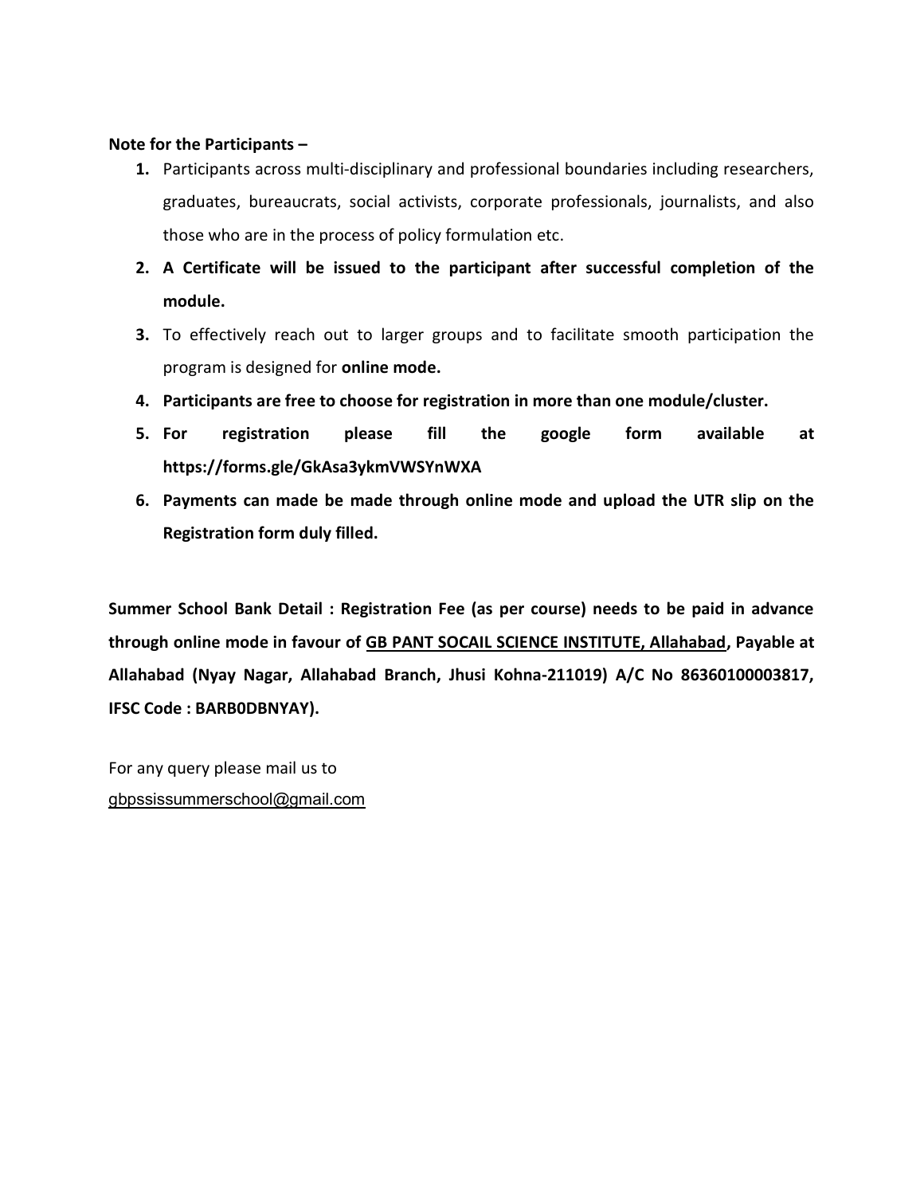**Note for the Participants –**

1. Participants across multi-disciplinary and professional boundaries including researchers, graduates, bureaucrats, social activists, corporate professionals, journalists, and also those who are in the process of policy formulation etc.
2. **A Certificate will be issued to the participant after successful completion of the module.**
3. To effectively reach out to larger groups and to facilitate smooth participation the program is designed for **online mode.**
4. **Participants are free to choose for registration in more than one module/cluster.**
5. **For registration please fill the google form available at https://forms.gle/GkAsa3ykmVWSYnWXA**
6. **Payments can made be made through online mode and upload the UTR slip on the Registration form duly filled.**

**Summer School Bank Detail : Registration Fee (as per course) needs to be paid in advance through online mode in favour of GB PANT SOCAIL SCIENCE INSTITUTE, Allahabad, Payable at Allahabad (Nyay Nagar, Allahabad Branch, Jhusi Kohna-211019) A/C No 86360100003817, IFSC Code : BARB0DBNYAY).**

For any query please mail us to
gbpssissummerschool@gmail.com